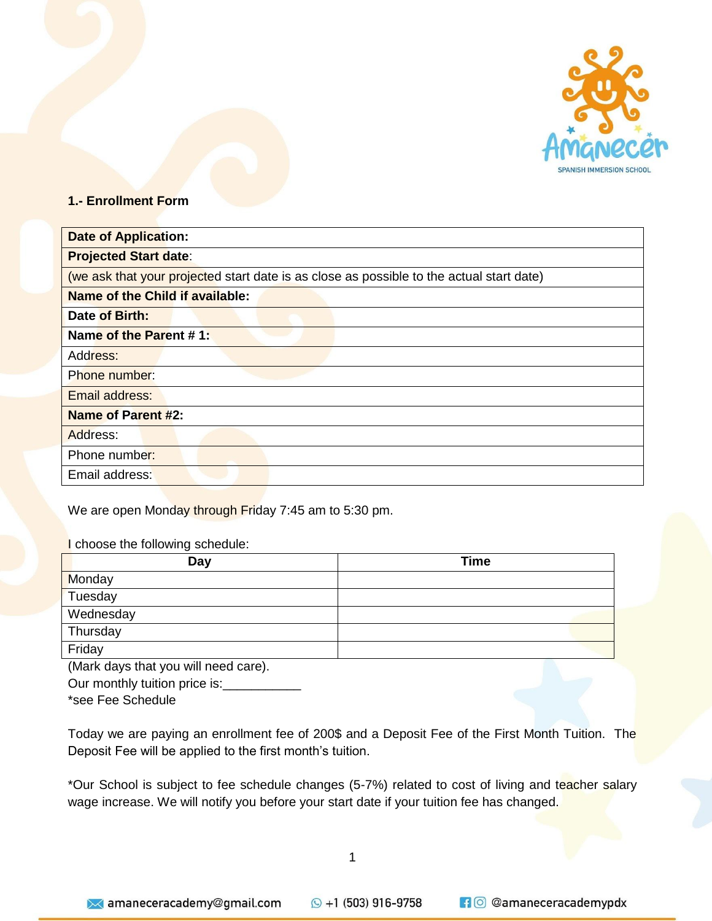**1.- Enrollment Form**

| |
|---|
| **Date of Application:** |
| **Projected Start date**: |
| (we ask that your projected start date is as close as possible to the actual start date) |
| **Name of the Child if available:** |
| **Date of Birth:** |
| **Name of the Parent # 1:** |
| Address: |
| Phone number: |
| Email address: |
| **Name of Parent #2:** |
| Address: |
| Phone number: |
| Email address: |

We are open Monday through Friday 7:45 am to 5:30 pm.

I choose the following schedule:

| Day | Time |
|---|---|
| Monday | |
| Tuesday | |
| Wednesday | |
| Thursday | |
| Friday | |

(Mark days that you will need care).
Our monthly tuition price is:___________
*see Fee Schedule

Today we are paying an enrollment fee of 200$ and a Deposit Fee of the First Month Tuition. The Deposit Fee will be applied to the first month's tuition.

*Our School is subject to fee schedule changes (5-7%) related to cost of living and teacher salary wage increase. We will notify you before your start date if your tuition fee has changed.

amaneceracademy@gmail.com +1 (503) 916-9758 @amaneceracademypdx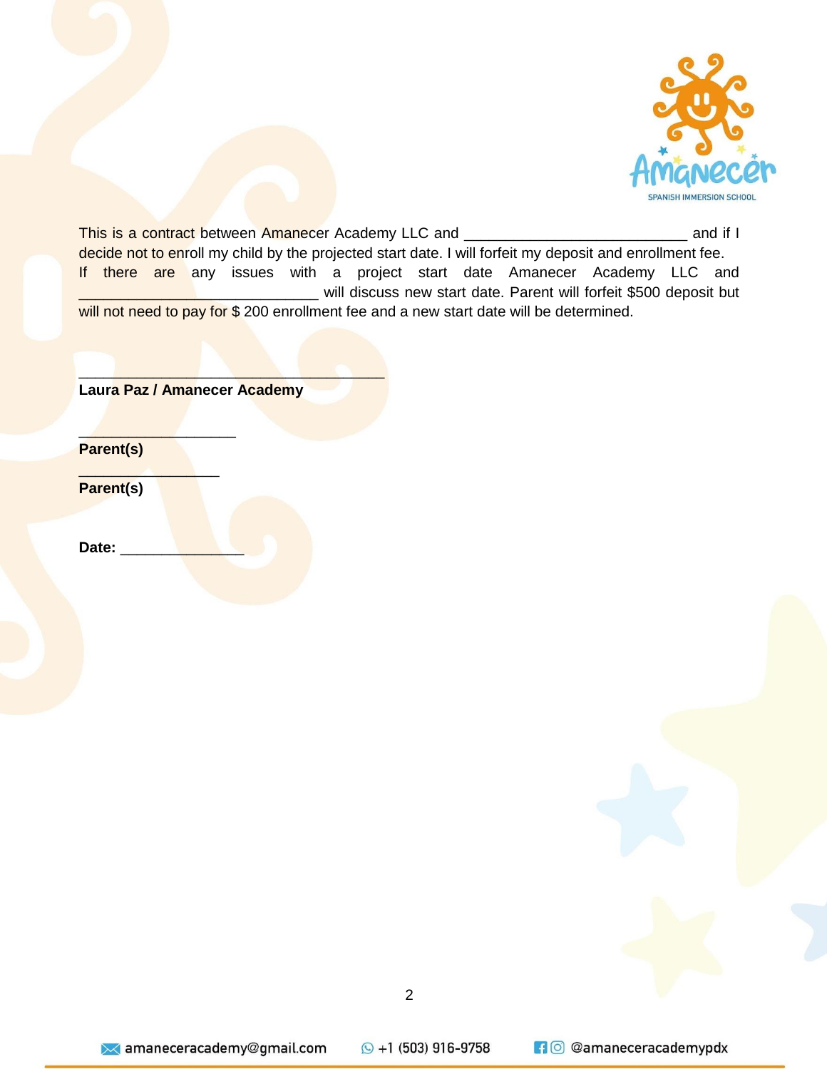This is a contract between Amanecer Academy LLC and ___________________________ and if I decide not to enroll my child by the projected start date. I will forfeit my deposit and enrollment fee. If there are any issues with a project start date Amanecer Academy LLC and _____________________________ will discuss new start date. Parent will forfeit $500 deposit but will not need to pay for $ 200 enrollment fee and a new start date will be determined.

_____________________________________

**Laura Paz / Amanecer Academy**

___________________

**Parent(s)**

_________________

**Parent(s)**

**Date:** _______________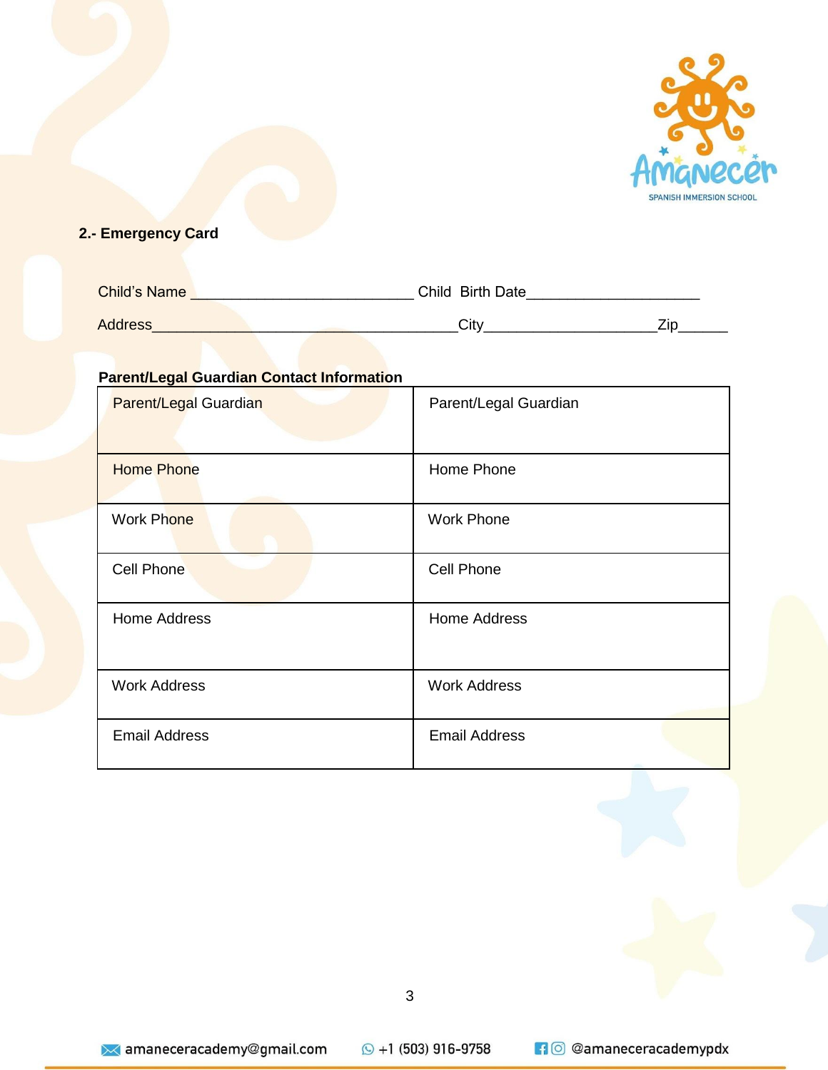## 2.- Emergency Card

Child's Name ___________________________ Child Birth Date_____________________

Address_____________________________________City_____________________Zip______

**Parent/Legal Guardian Contact Information**

| | |
|---|---|
| Parent/Legal Guardian | Parent/Legal Guardian |
| Home Phone | Home Phone |
| Work Phone | Work Phone |
| Cell Phone | Cell Phone |
| Home Address | Home Address |
| Work Address | Work Address |
| Email Address | Email Address |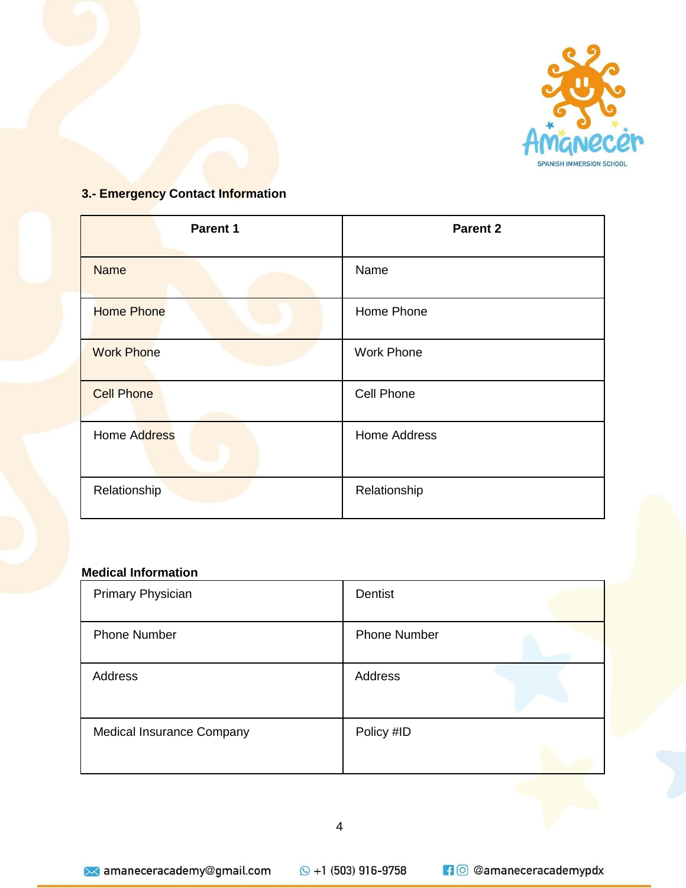### 3.- Emergency Contact Information

| Parent 1 | Parent 2 |
| --- | --- |
| Name | Name |
| Home Phone | Home Phone |
| Work Phone | Work Phone |
| Cell Phone | Cell Phone |
| Home Address | Home Address |
| Relationship | Relationship |

**Medical Information**

| | |
| --- | --- |
| Primary Physician | Dentist |
| Phone Number | Phone Number |
| Address | Address |
| Medical Insurance Company | Policy #ID |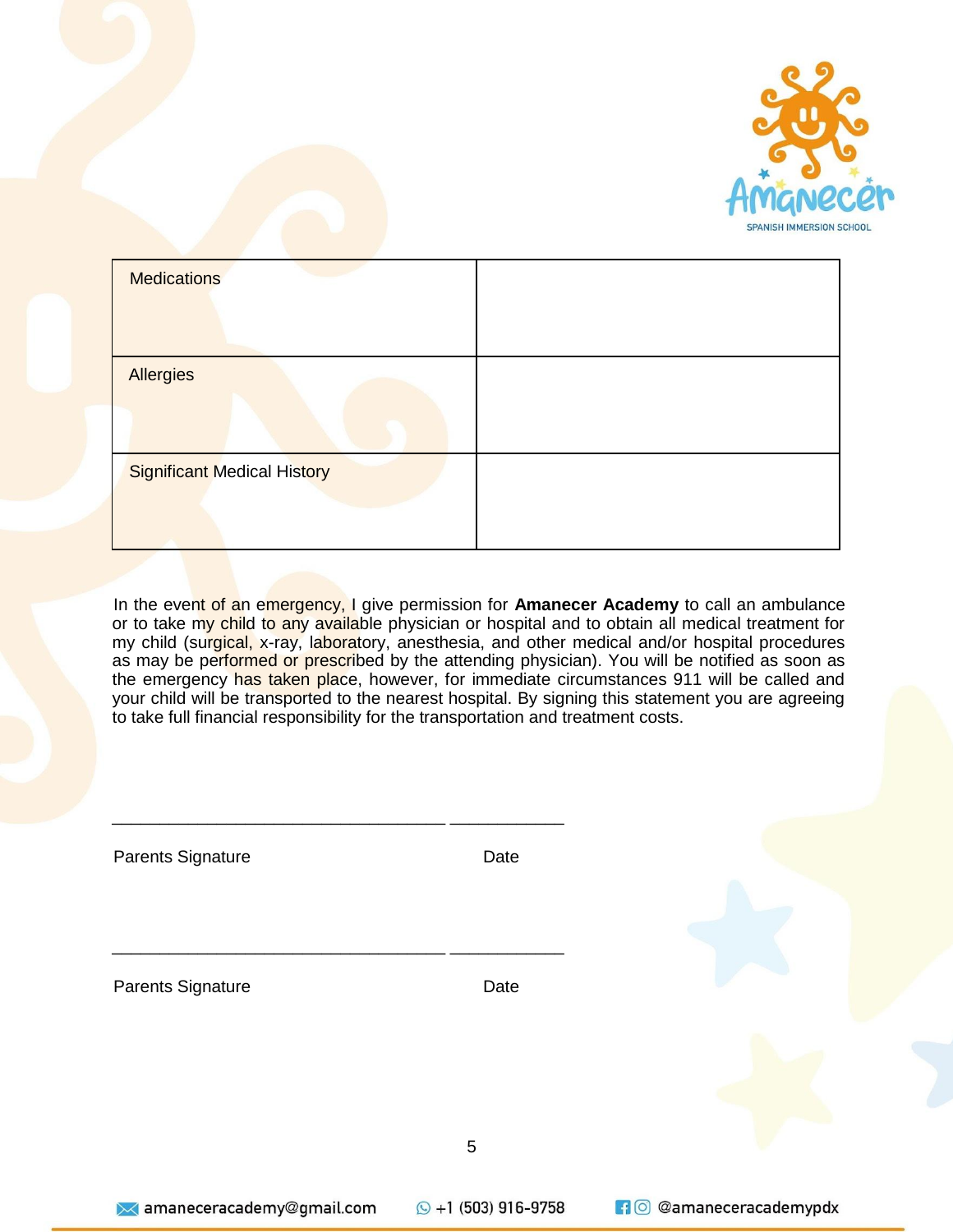| | |
|---|---|
| Medications | |
| Allergies | |
| Significant Medical History | |

In the event of an emergency, I give permission for **Amanecer Academy** to call an ambulance or to take my child to any available physician or hospital and to obtain all medical treatment for my child (surgical, x-ray, laboratory, anesthesia, and other medical and/or hospital procedures as may be performed or prescribed by the attending physician). You will be notified as soon as the emergency has taken place, however, for immediate circumstances 911 will be called and your child will be transported to the nearest hospital. By signing this statement you are agreeing to take full financial responsibility for the transportation and treatment costs.

___________________________________ ____________

Parents Signature Date

___________________________________ ____________

Parents Signature Date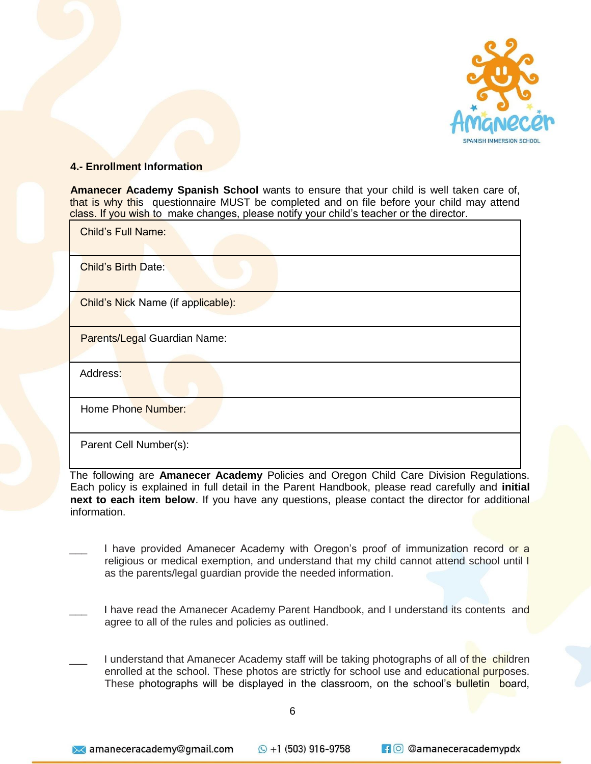## 4.- Enrollment Information

**Amanecer Academy Spanish School** wants to ensure that your child is well taken care of, that is why this questionnaire MUST be completed and on file before your child may attend class. If you wish to make changes, please notify your child's teacher or the director.

| |
|---|
| Child's Full Name: |
| Child's Birth Date: |
| Child's Nick Name (if applicable): |
| Parents/Legal Guardian Name: |
| Address: |
| Home Phone Number: |
| Parent Cell Number(s): |

The following are **Amanecer Academy** Policies and Oregon Child Care Division Regulations. Each policy is explained in full detail in the Parent Handbook, please read carefully and **initial next to each item below**. If you have any questions, please contact the director for additional information.

___ I have provided Amanecer Academy with Oregon's proof of immunization record or a religious or medical exemption, and understand that my child cannot attend school until I as the parents/legal guardian provide the needed information.

___ I have read the Amanecer Academy Parent Handbook, and I understand its contents and agree to all of the rules and policies as outlined.

___ I understand that Amanecer Academy staff will be taking photographs of all of the children enrolled at the school. These photos are strictly for school use and educational purposes. These photographs will be displayed in the classroom, on the school's bulletin board,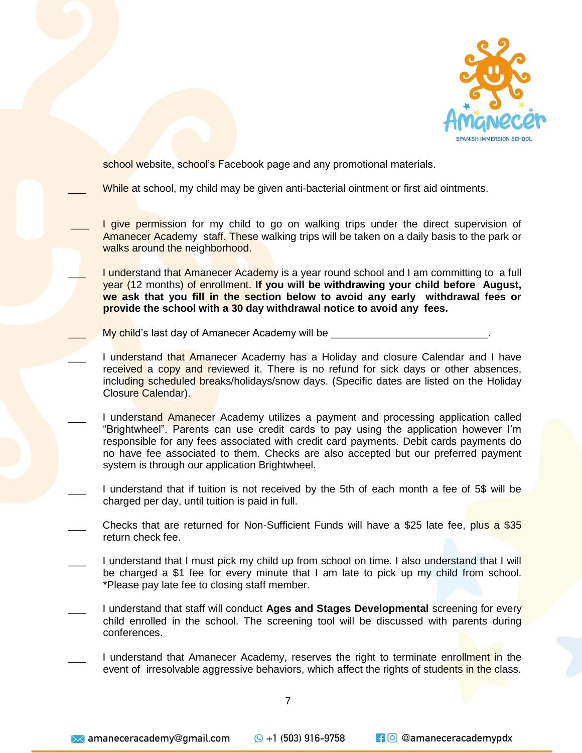school website, school's Facebook page and any promotional materials.

___ While at school, my child may be given anti-bacterial ointment or first aid ointments.

___ I give permission for my child to go on walking trips under the direct supervision of Amanecer Academy staff. These walking trips will be taken on a daily basis to the park or walks around the neighborhood.

___ I understand that Amanecer Academy is a year round school and I am committing to a full year (12 months) of enrollment. **If you will be withdrawing your child before August, we ask that you fill in the section below to avoid any early withdrawal fees or provide the school with a 30 day withdrawal notice to avoid any fees.**

___ My child's last day of Amanecer Academy will be ___________________________.

___ I understand that Amanecer Academy has a Holiday and closure Calendar and I have received a copy and reviewed it. There is no refund for sick days or other absences, including scheduled breaks/holidays/snow days. (Specific dates are listed on the Holiday Closure Calendar).

___ I understand Amanecer Academy utilizes a payment and processing application called "Brightwheel". Parents can use credit cards to pay using the application however I'm responsible for any fees associated with credit card payments. Debit cards payments do no have fee associated to them. Checks are also accepted but our preferred payment system is through our application Brightwheel.

___ I understand that if tuition is not received by the 5th of each month a fee of 5$ will be charged per day, until tuition is paid in full.

___ Checks that are returned for Non-Sufficient Funds will have a $25 late fee, plus a $35 return check fee.

___ I understand that I must pick my child up from school on time. I also understand that I will be charged a $1 fee for every minute that I am late to pick up my child from school. *Please pay late fee to closing staff member.

___ I understand that staff will conduct **Ages and Stages Developmental** screening for every child enrolled in the school. The screening tool will be discussed with parents during conferences.

___ I understand that Amanecer Academy, reserves the right to terminate enrollment in the event of irresolvable aggressive behaviors, which affect the rights of students in the class.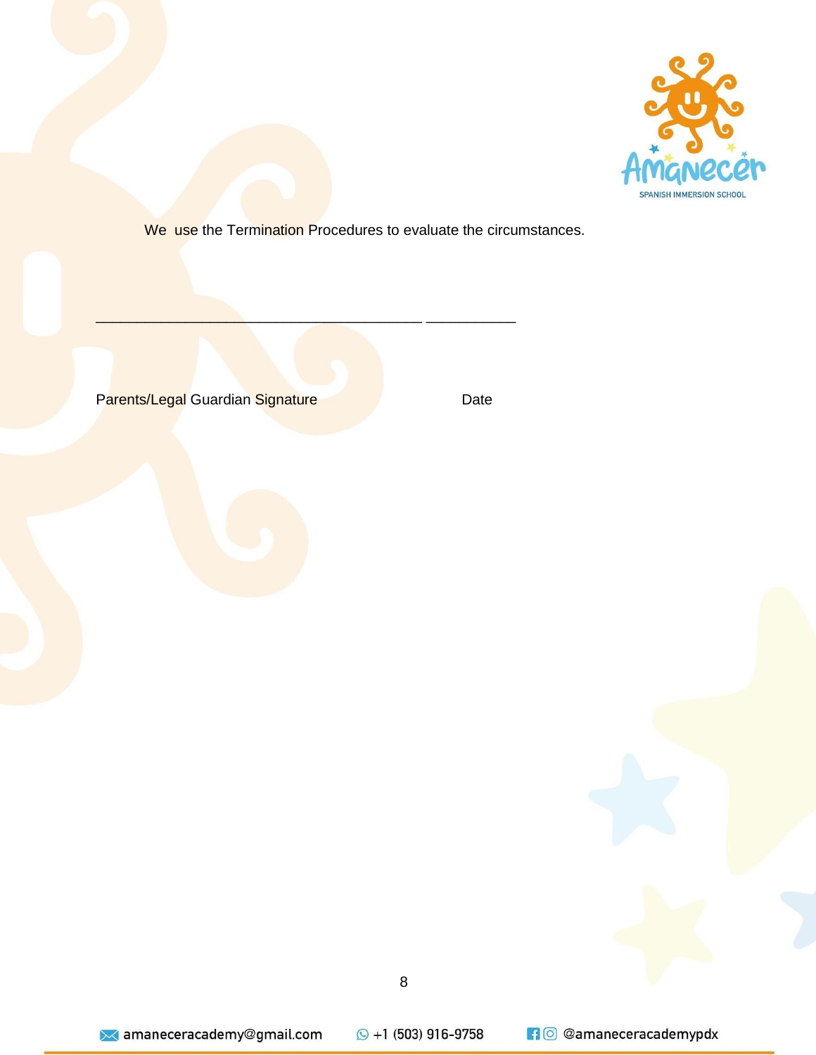We  use the Termination Procedures to evaluate the circumstances.

________________________________________ ___________

Parents/Legal Guardian Signature                                   Date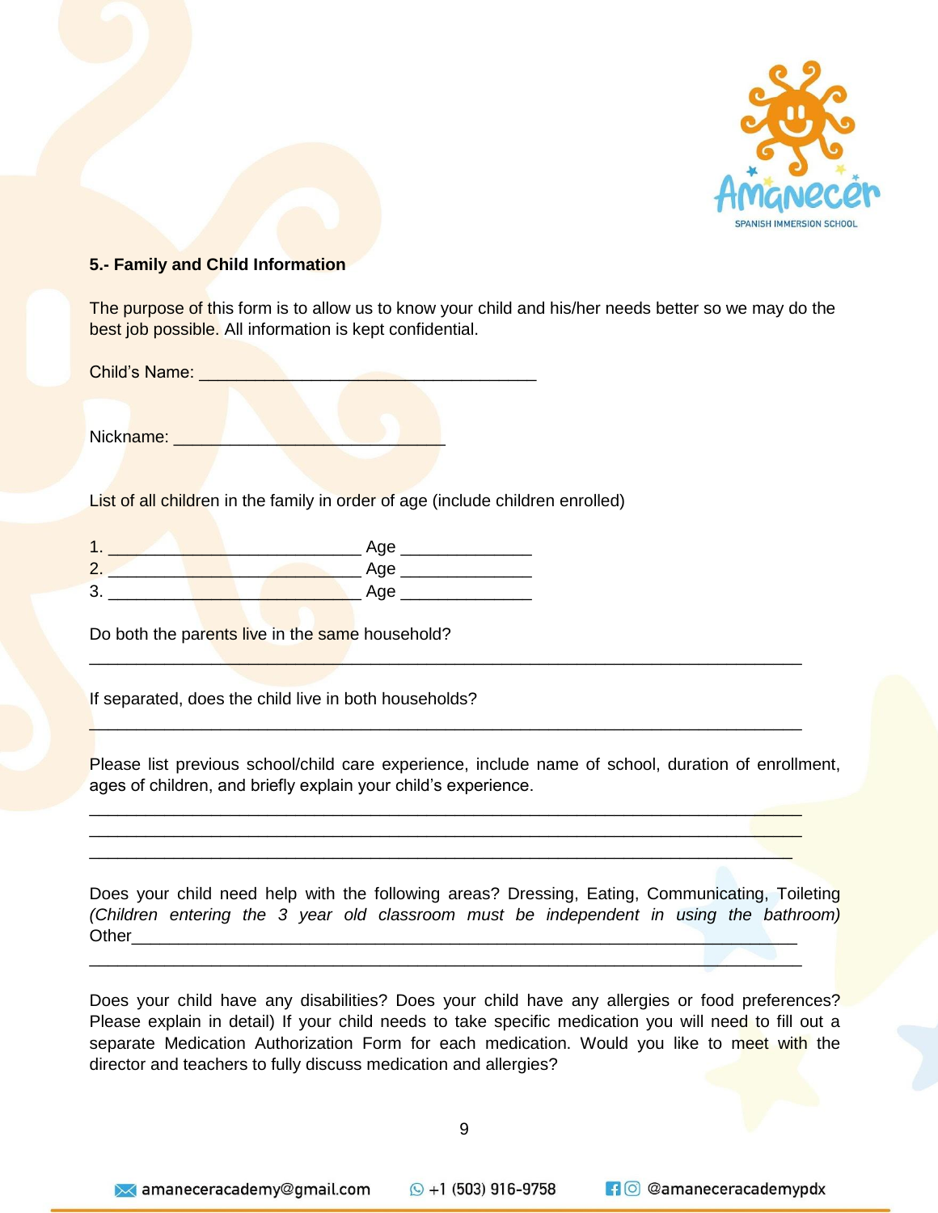**5.- Family and Child Information**

The purpose of this form is to allow us to know your child and his/her needs better so we may do the best job possible. All information is kept confidential.

Child's Name: ____________________________________

Nickname: _____________________________

List of all children in the family in order of age (include children enrolled)

1. ___________________________ Age ______________
2. ___________________________ Age ______________
3. ___________________________ Age ______________

Do both the parents live in the same household?
____________________________________________________________________________

If separated, does the child live in both households?
____________________________________________________________________________

Please list previous school/child care experience, include name of school, duration of enrollment, ages of children, and briefly explain your child's experience.
____________________________________________________________________________
____________________________________________________________________________
___________________________________________________________________________

Does your child need help with the following areas? Dressing, Eating, Communicating, Toileting *(Children entering the 3 year old classroom must be independent in using the bathroom)* Other_______________________________________________________________________
____________________________________________________________________________

Does your child have any disabilities? Does your child have any allergies or food preferences? Please explain in detail) If your child needs to take specific medication you will need to fill out a separate Medication Authorization Form for each medication. Would you like to meet with the director and teachers to fully discuss medication and allergies?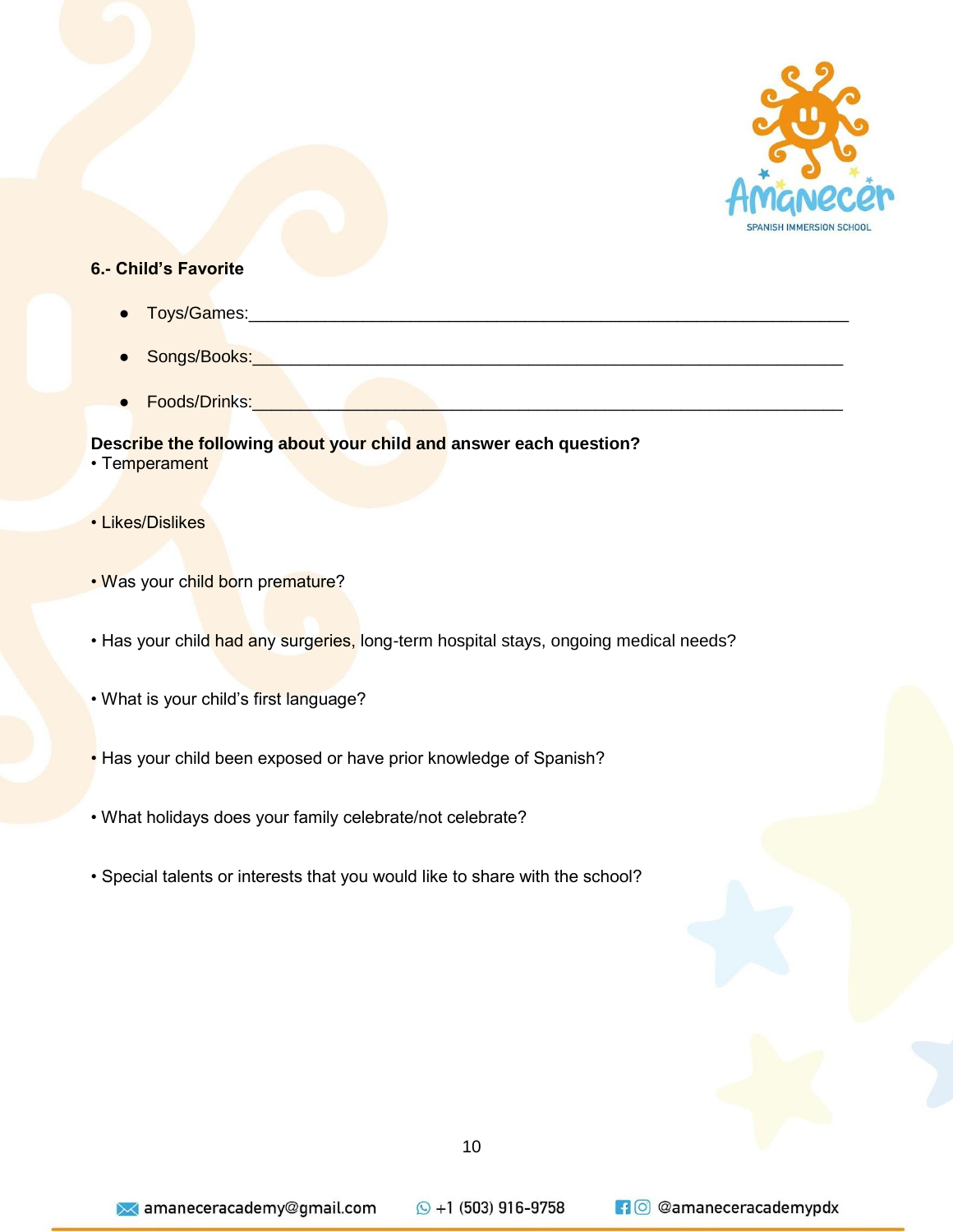### 6.- Child's Favorite

- Toys/Games:_______________________________________________________________
- Songs/Books:______________________________________________________________
- Foods/Drinks:______________________________________________________________

**Describe the following about your child and answer each question?**

• Temperament

• Likes/Dislikes

• Was your child born premature?

• Has your child had any surgeries, long-term hospital stays, ongoing medical needs?

• What is your child's first language?

• Has your child been exposed or have prior knowledge of Spanish?

• What holidays does your family celebrate/not celebrate?

• Special talents or interests that you would like to share with the school?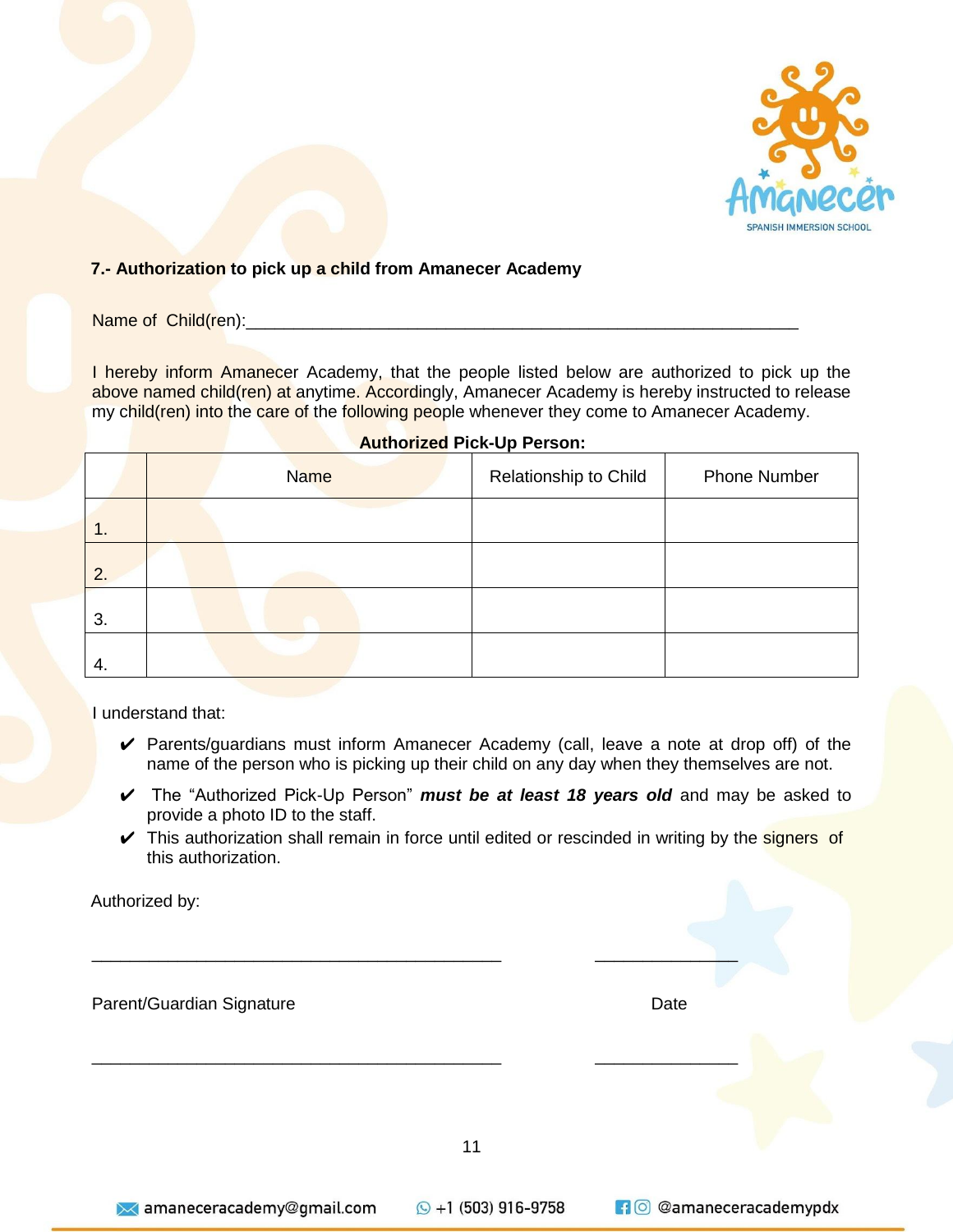### 7.- Authorization to pick up a child from Amanecer Academy

Name of Child(ren):_____________________________________________________________

I hereby inform Amanecer Academy, that the people listed below are authorized to pick up the above named child(ren) at anytime. Accordingly, Amanecer Academy is hereby instructed to release my child(ren) into the care of the following people whenever they come to Amanecer Academy.

**Authorized Pick-Up Person:**

| | Name | Relationship to Child | Phone Number |
|---|---|---|---|
| 1. | | | |
| 2. | | | |
| 3. | | | |
| 4. | | | |

I understand that:

- ✔ Parents/guardians must inform Amanecer Academy (call, leave a note at drop off) of the name of the person who is picking up their child on any day when they themselves are not.
- ✔ The "Authorized Pick-Up Person" ***must be at least 18 years old*** and may be asked to provide a photo ID to the staff.
- ✔ This authorization shall remain in force until edited or rescinded in writing by the signers of this authorization.

Authorized by:

_____________________________________________ _______________

Parent/Guardian Signature Date

_____________________________________________ _______________

amaneceracademy@gmail.com +1 (503) 916-9758 @amaneceracademypdx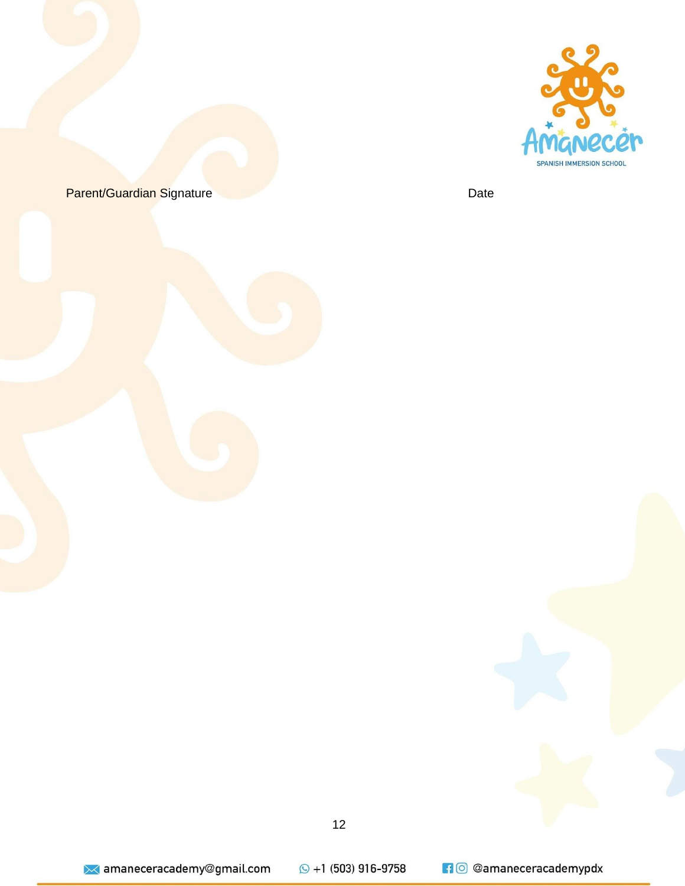Parent/Guardian Signature Date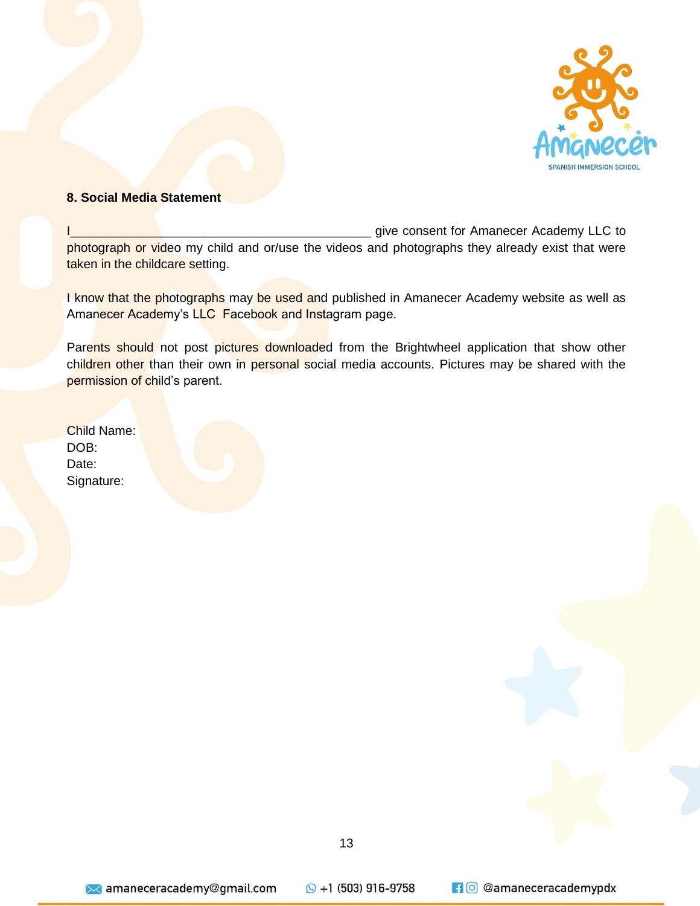### 8. Social Media Statement

I___________________________________________ give consent for Amanecer Academy LLC to photograph or video my child and or/use the videos and photographs they already exist that were taken in the childcare setting.

I know that the photographs may be used and published in Amanecer Academy website as well as Amanecer Academy's LLC Facebook and Instagram page.

Parents should not post pictures downloaded from the Brightwheel application that show other children other than their own in personal social media accounts. Pictures may be shared with the permission of child's parent.

Child Name:
DOB:
Date:
Signature: